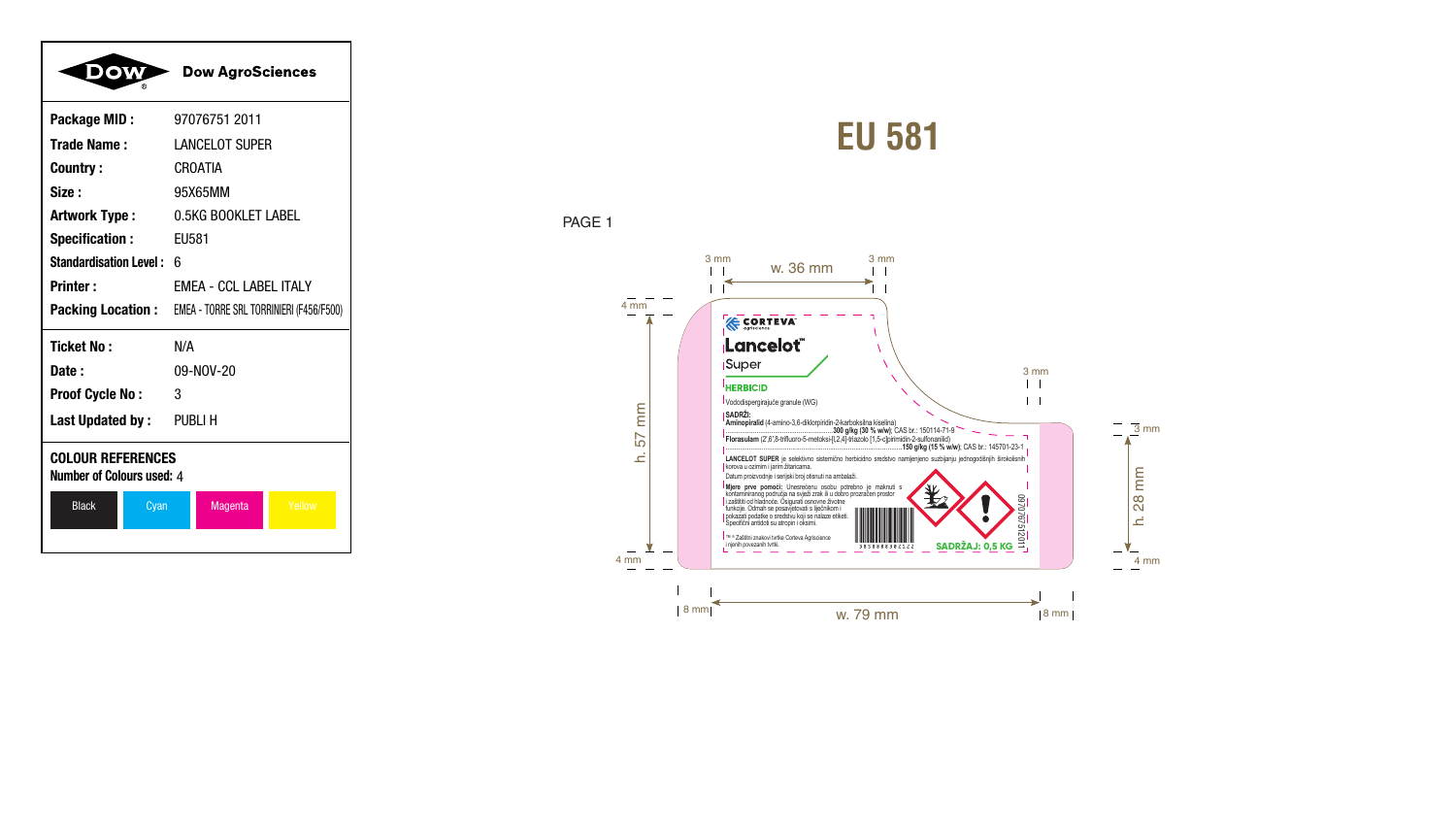| | Dow AgroSciences |
|---|---|
| **Package MID :** | 97076751 2011 |
| **Trade Name :** | LANCELOT SUPER |
| **Country :** | CROATIA |
| **Size :** | 95X65MM |
| **Artwork Type :** | 0.5KG BOOKLET LABEL |
| **Specification :** | EU581 |
| **Standardisation Level :** | 6 |
| **Printer :** | EMEA - CCL LABEL ITALY |
| **Packing Location :** | EMEA - TORRE SRL TORRINIERI (F456/F500) |
| **Ticket No :** | N/A |
| **Date :** | 09-NOV-20 |
| **Proof Cycle No :** | 3 |
| **Last Updated by :** | PUBLI H |

**COLOUR REFERENCES**

**Number of Colours used:** 4

Black | Cyan | Magenta | Yellow

# EU 581

PAGE 1

3 mm | w. 36 mm | 3 mm | 4 mm | h. 57 mm | 4 mm | 3 mm | 3 mm | h. 28 mm | 4 mm | 8 mm | w. 79 mm | 8 mm

CORTEVA agriscience

**Lancelot™**

Super

**HERBICID**

Vododispergirajuće granule (WG)

**SADRŽI:**

**Aminopiralid** (4-amino-3,6-diklorpiridin-2-karboksilna kiselina) ........................................................ **300 g/kg (30 % w/w)**; CAS br.: 150114-71-9

**Florasulam** (2',6',8-trifluoro-5-metoksi-[1,2,4]-triazolo [1,5-c]pirimidin-2-sulfonanilid) ........................................................ **150 g/kg (15 % w/w)**; CAS br.: 145701-23-1

**LANCELOT SUPER** je selektivno sistemično herbicidno sredstvo namijenjeno suzbijanju jednogodišnjih širokolisnih korova u ozimim i jarim žitaricama.

Datum proizvodnje i serijski broj otisnuti na ambalaži.

**Mjere prve pomoći:** Unesrećenu osobu potrebno je maknuti s kontaminiranog područja na svježi zrak ili u dobro prozračen prostor i zaštititi od hladnoće. Osigurati osnovne životne funkcije. Odmah se posavjetovati s liječnikom i pokazati podatke o sredstvu koji se nalaze etiketi. Specifični antidoti su atropin i oksimi.

™ ® Zaštitni znakovi tvrtke Corteva Agriscience i njenih povezanih tvrtki.

**SADRŽAJ: 0,5 KG**

97076751 2011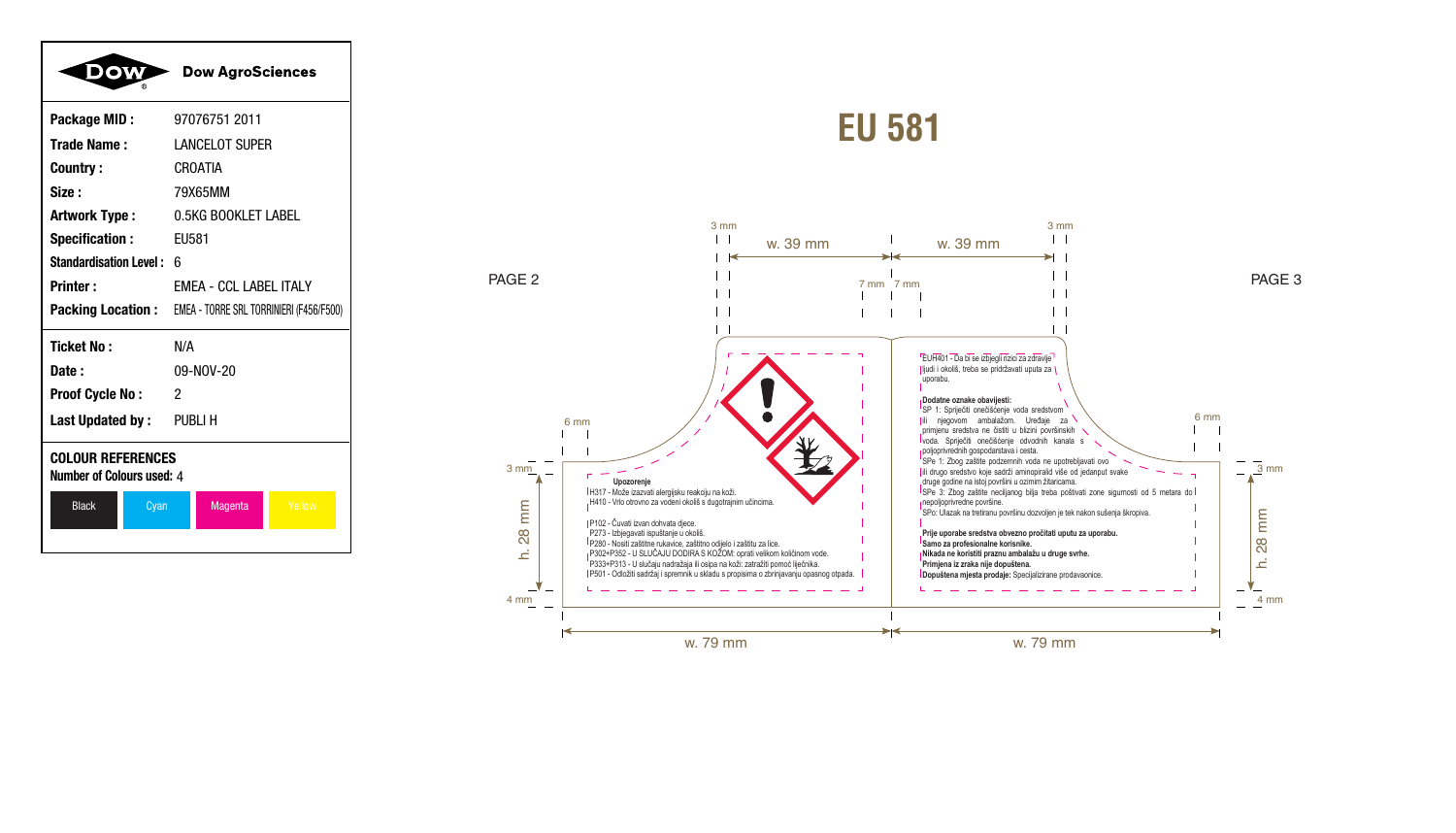**Dow AgroSciences**

| | |
|---|---|
| **Package MID :** | 97076751 2011 |
| **Trade Name :** | LANCELOT SUPER |
| **Country :** | CROATIA |
| **Size :** | 79X65MM |
| **Artwork Type :** | 0.5KG BOOKLET LABEL |
| **Specification :** | EU581 |
| **Standardisation Level :** | 6 |
| **Printer :** | EMEA - CCL LABEL ITALY |
| **Packing Location :** | EMEA - TORRE SRL TORRINIERI (F456/F500) |
| **Ticket No :** | N/A |
| **Date :** | 09-NOV-20 |
| **Proof Cycle No :** | 2 |
| **Last Updated by :** | PUBLI H |

**COLOUR REFERENCES**

**Number of Colours used:** 4

Black | Cyan | Magenta | Yellow

# EU 581

PAGE 2

**Upozorenje**

H317 - Može izazvati alergijsku reakciju na koži.
H410 - Vrlo otrovno za vodeni okoliš s dugotrajnim učincima.

P102 - Čuvati izvan dohvata djece.
P273 - Izbjegavati ispuštanje u okoliš.
P280 - Nositi zaštitne rukavice, zaštitno odijelo i zaštitu za lice.
P302+P352 - U SLUČAJU DODIRA S KOŽOM: oprati velikom količinom vode.
P333+P313 - U slučaju nadražaja ili osipa na koži: zatražiti pomoć liječnika.
P501 - Odložiti sadržaj i spremnik u skladu s propisima o zbrinjavanju opasnog otpada.

PAGE 3

EUH401 - Da bi se izbjegli rizici za zdravlje ljudi i okoliš, treba se pridržavati uputa za uporabu.

**Dodatne oznake obavijesti:**
SP 1: Spriječiti onečišćenje voda sredstvom ili njegovom ambalažom. Uređaje za primjenu sredstva ne čistiti u blizini površinskih voda. Spriječiti onečišćenje odvodnih kanala s poljoprivrednih gospodarstava i cesta.
SPe 1: Zbog zaštite podzemnih voda ne upotrebljavati ovo ili drugo sredstvo koje sadrži aminopiralid više od jedanput svake druge godine na istoj površini u ozimim žitaricama.
SPe 3: Zbog zaštite neciljanog bilja treba poštivati zone sigurnosti od 5 metara do nepoljoprivredne površine.
SPo: Ulazak na tretiranu površinu dozvoljen je tek nakon sušenja škropiva.

**Prije uporabe sredstva obvezno pročitati uputu za uporabu.**
**Samo za profesionalne korisnike.**
**Nikada ne koristiti praznu ambalažu u druge svrhe.**
**Primjena iz zraka nije dopuštena.**
**Dopuštena mjesta prodaje:** Specijalizirane prodavaonice.

Dimensions: w. 39 mm | w. 39 mm | w. 79 mm | w. 79 mm | h. 28 mm | h. 28 mm | 3 mm | 7 mm | 6 mm | 4 mm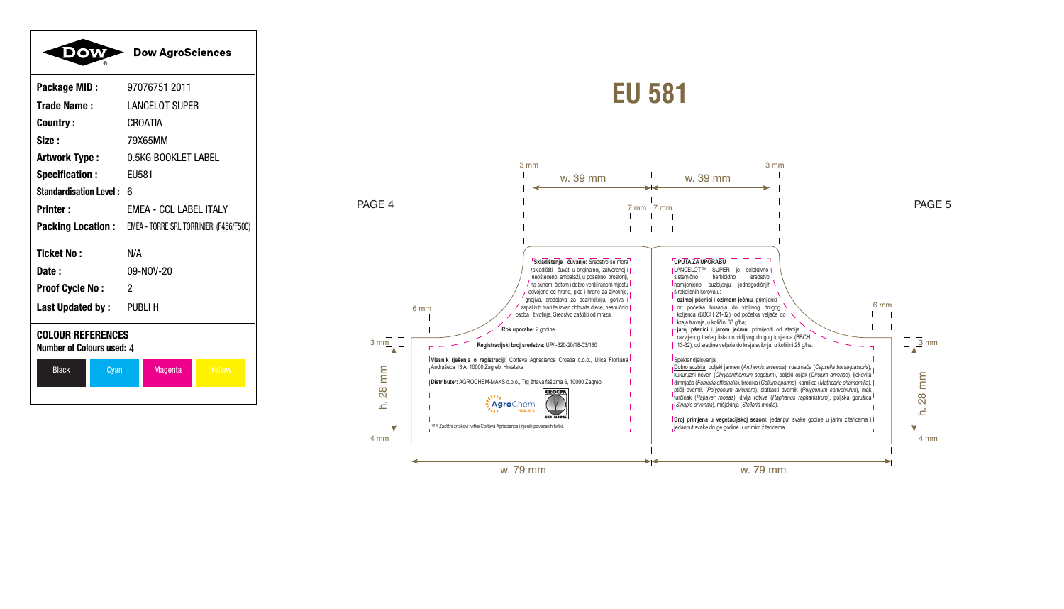**Dow AgroSciences**

| | |
|---|---|
| **Package MID :** | 97076751 2011 |
| **Trade Name :** | LANCELOT SUPER |
| **Country :** | CROATIA |
| **Size :** | 79X65MM |
| **Artwork Type :** | 0.5KG BOOKLET LABEL |
| **Specification :** | EU581 |
| **Standardisation Level :** | 6 |
| **Printer :** | EMEA - CCL LABEL ITALY |
| **Packing Location :** | EMEA - TORRE SRL TORRINIERI (F456/F500) |

| | |
|---|---|
| **Ticket No :** | N/A |
| **Date :** | 09-NOV-20 |
| **Proof Cycle No :** | 2 |
| **Last Updated by :** | PUBLI H |

**COLOUR REFERENCES**

**Number of Colours used:** 4

Black | Cyan | Magenta | Yellow

# EU 581

PAGE 4

3 mm | w. 39 mm | 7 mm | 6 mm | 3 mm | h. 28 mm | 4 mm | w. 79 mm

**Skladištenje i čuvanje:** Sredstvo se mora skladištiti i čuvati u originalnoj, zatvorenoj i neoštećenoj ambalaži, u posebnoj prostoriji, na suhom, čistom i dobro ventiliranom mjestu odvojeno od hrane, pića i hrane za životinje, gnojiva, sredstava za dezinfekciju, goriva i zapaljivih tvari te izvan dohvata djece, nestručnih osoba i životinja. Sredstvo zaštititi od mraza.

**Rok uporabe:** 2 godine

**Registracijski broj sredstva:** UP/I-320-20/18-03/160

**Vlasnik rješenja o registraciji:** Corteva Agriscience Croatia d.o.o., Ulica Florijana Andrašeca 18 A, 10000 Zagreb, Hrvatska

**Distributer:** AGROCHEM-MAKS d.o.o., Trg žrtava fašizma 6, 10000 Zagreb

AgroChem MAKS | CROCPA EKO MODEL

™ ® Zaštitni znakovi tvrtke Corteva Agriscience i njenih povezanih tvrtki.

PAGE 5

3 mm | w. 39 mm | 7 mm | 6 mm | 3 mm | h. 28 mm | 4 mm | w. 79 mm

**UPUTA ZA UPORABU**

LANCELOT™ SUPER je selektivno sistemično herbicidno sredstvo namijenjeno suzbijanju jednogodišnjih širokolisnih korova u:

- **ozimoj pšenici i ozimom ječmu**, primijeniti od početka busanja do vidljivog drugog koljenca (BBCH 21-32), od početka veljače do kraja travnja, u količini 33 g/ha;
- **jaroj pšenici i jarom ječmu**, primijeniti od stadija razvijenog trećeg lista do vidljivog drugog koljenca (BBCH 13-32), od sredine veljače do kraja svibnja, u količini 25 g/ha.

Spektar djelovanja:

Dobro suzbija: poljski jarmen (*Anthemis arvensis*), rusomača (*Capsella bursa-pastoris*), kukuruzni neven (*Chrysanthemum segetum*), poljski osjak (*Cirsium arvense*), ljekovita dimnjača (*Fumaria officinalis*), broćika (*Galium aparine*), kamilica (*Matricaria chamomilla*), ptičji dvornik (*Polygonum aviculare*), slatkasti dvornik (*Polygonum convolvulus*), mak turčinak (*Papaver rhoeas*), divlja rotkva (*Raphanus raphanistrum*), poljska gorušica (*Sinapis arvensis*), mišjakinja (*Stellaria media*).

**Broj primjena u vegetacijskoj sezoni:** jedanput svake godine u jarim žitaricama i jedanput svake druge godine u ozimim žitaricama.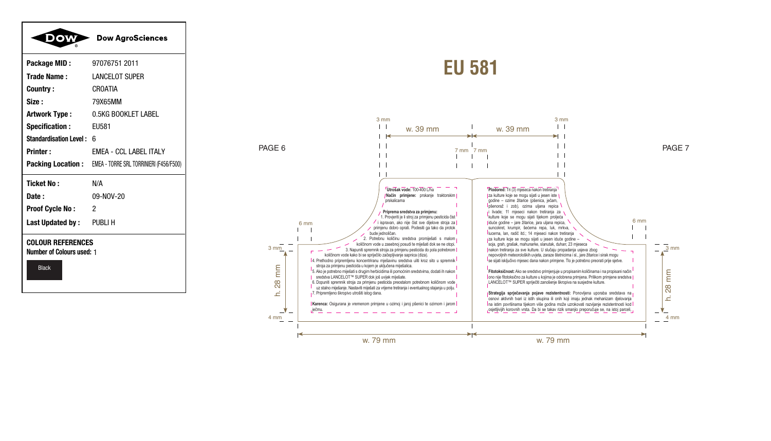| | |
|---|---|
| **Dow AgroSciences** | |
| **Package MID :** | 97076751 2011 |
| **Trade Name :** | LANCELOT SUPER |
| **Country :** | CROATIA |
| **Size :** | 79X65MM |
| **Artwork Type :** | 0.5KG BOOKLET LABEL |
| **Specification :** | EU581 |
| **Standardisation Level :** | 6 |
| **Printer :** | EMEA - CCL LABEL ITALY |
| **Packing Location :** | EMEA - TORRE SRL TORRINIERI (F456/F500) |
| **Ticket No :** | N/A |
| **Date :** | 09-NOV-20 |
| **Proof Cycle No :** | 2 |
| **Last Updated by :** | PUBLI H |

**COLOUR REFERENCES**

**Number of Colours used:** 1

Black

# EU 581

PAGE 6

**Utrošak vode:** 100-400 L/ha

**Način primjene:** prskanje traktorskim prskalicama

**Priprema sredstva za primjenu:**

1. Provjeriti je li stroj za primjenu pesticida čist i ispravan, ako nije čist sve dijelove stroja za primjenu dobro oprati. Podesiti ga tako da protok bude jednoličan.
2. Potrebnu količinu sredstva promiješati s malom količinom vode u zasebnoj posudi te miješati dok se ne otopi.
3. Napuniti spremnik stroja za primjenu pesticida do pola potrebnom količinom vode kako bi se spriječilo začepljivanje sapnica (diza).
4. Prethodno pripremljenu koncentriranu mješavinu sredstva uliti kroz sito u spremnik stroja za primjenu pesticida u kojem je uključena mješalica.
5. Ako je potrebno miješati s drugim herbicidima ili pomoćnim sredstvima, dodati ih nakon sredstva LANCELOT™ SUPER dok još uvijek miješate.
6. Dopuniti spremnik stroja za primjenu pesticida preostalom potrebnom količinom vode uz stalno miješanje. Nastaviti miješati za vrijeme tretiranja i eventualnog stajanja u polju.
7. Pripremljeno škropivo utrošiti istog dana.

**Karenca:** Osigurana je vremenom primjene u ozimoj i jaroj pšenici te ozimom i jarom ječmu.

PAGE 7

**Plodored:** Tri (3) mjeseca nakon tretiranja za kulture koje se mogu sijati u jesen iste godine – ozime žitarice (pšenica, ječam, pšenoraž i zob), ozima uljana repica i livade; 11 mjeseci nakon tretiranja za kulture koje se mogu sijati tijekom proljeća iduće godine – jare žitarice, jara uljana repica, suncokret, krumpir, šećerna repa, luk, mrkva, lucerna, lan, radič itd.; 14 mjeseci nakon tretiranja za kulture koje se mogu sijati u jesen iduće godine – soja, grah, grašak, mahunarke, slanutak, duhan; 23 mjeseca nakon tretiranja za sve kulture. U slučaju propadanja usjeva zbog nepovoljnih meteoroloških uvjeta, zaraze štetnicima i sl., jare žitarice i sirak mogu se sijati isključivo mjesec dana nakon primjene. Tlo je potrebno preorati prije sjetve.

**Fitotoksičnost:** Ako se sredstvo primjenjuje u propisanim količinama i na propisani način ono nije fitotoksično za kulture u kojima je odobrena primjena. Prilikom primjene sredstva LANCELOT™ SUPER spriječiti zanošenje škropiva na susjedne kulture.

**Strategija sprječavanja pojave rezistentnosti:** Ponovljena uporaba sredstava na osnovi aktivnih tvari iz istih skupina ili onih koji imaju jednak mehanizam djelovanja na istim površinama tijekom više godina može uzrokovati razvijanje rezistentnosti kod osjetljivih korovnih vrsta. Da bi se takav rizik smanjio preporučuje se, na istoj parceli,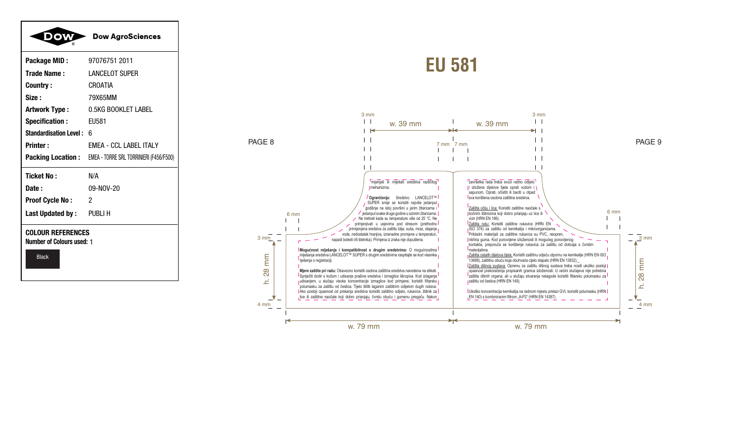| | |
|---|---|
| **Dow AgroSciences** | |
| **Package MID :** | 97076751 2011 |
| **Trade Name :** | LANCELOT SUPER |
| **Country :** | CROATIA |
| **Size :** | 79X65MM |
| **Artwork Type :** | 0.5KG BOOKLET LABEL |
| **Specification :** | EU581 |
| **Standardisation Level :** | 6 |
| **Printer :** | EMEA - CCL LABEL ITALY |
| **Packing Location :** | EMEA - TORRE SRL TORRINIERI (F456/F500) |
| **Ticket No :** | N/A |
| **Date :** | 09-NOV-20 |
| **Proof Cycle No :** | 2 |
| **Last Updated by :** | PUBLI H |

**COLOUR REFERENCES**

**Number of Colours used:** 1

Black

# EU 581

PAGE 8

mijenjati ili miješati sredstva različitog mehanizma.

**Ograničenja:** Sredstvo LANCELOT™ SUPER smije se koristiti najviše jedanput godišnje na istoj površini u jarim žitaricama i jedanput svake druge godine u ozimim žitaricama. Ne tretirati kada su temperature više od 25 °C. Ne primjenjivati u usjevima pod stresom (prethodno primijenjena sredstva za zaštitu bilja, suša, mraz, stajanje vode, nedostatak hraniva, iznenadne promjene u temperaturi, napadi bolesti i/ili štetnika). Primjena iz zraka nije dopuštena.

**Mogućnost miješanja i kompatibilnost s drugim sredstvima:** O mogućnostima miješanja sredstva LANCELOT™ SUPER s drugim sredstvima raspitajte se kod vlasnika rješenja o registraciji.

**Mjere zaštite pri radu:** Obavezno koristiti osobna zaštitna sredstva navedena na etiketi. Spriječiti dodir s kožom i udisanje prašine sredstva i izmaglice škropiva. Kod izlaganja udisanjem, u slučaju visoke koncentracije izmaglice kod primjene, koristiti filtarsku polumasku za zaštitu od čestica. Tijelo štititi laganim zaštitnim odijelom dugih rukava. Ako postoji opasnost od prskanja sredstva koristiti zaštitno odijelo, rukavice, štitnik za lice ili zaštitne naočale koji dobro prianjaju, čvrstu obuću i gumenu pregaču. Nakon

PAGE 9

završetka rada treba svući radno odjelo i izložene dijelove tijela oprati vodom i sapunom. Oprati, očistiti ili baciti u otpad sva korištena osobna zaštitna sredstva.

Zaštita očiju i lica: Koristiti zaštitne naočale s bočnim štitnicima koji dobro prianjaju uz lice ili vizir (HRN EN 166).

Zaštita ruku: Koristiti zaštitne rukavice (HRN EN ISO 374) za zaštitu od kemikalija i mikroorganizama. Prikladni materijali za zaštitne rukavice su PVC, neopren, nitrilna guma. Kod ponovljene izloženosti ili mogućeg ponovljenog kontakta, preporuča se korištenje rukavica za zaštitu od doticaja s čvrstim materijalima.

Zaštita ostalih dijelova tijela: Koristiti zaštitnu odjeću otpornu na kemikalije (HRN EN ISO 13688), zaštitnu obuću koja obuhvaća cijelo stopalo (HRN EN 13832).

Zaštita dišnog sustava: Opremu za zaštitu dišnog sustava treba nositi ukoliko postoji opasnost prekoračenja propisanih granica izloženosti. U većini slučajeva nije potrebna zaštita dišnih organa; ali u slučaju stvaranja nelagode koristiti filtarsku polumasku za zaštitu od čestica (HRN EN 149).

Ukoliko koncentracija kemikalija na radnom mjestu prelazi GVI, koristiti polumasku (HRN EN 140) s kombiniranim filtrom „A-P2" (HRN EN 14387).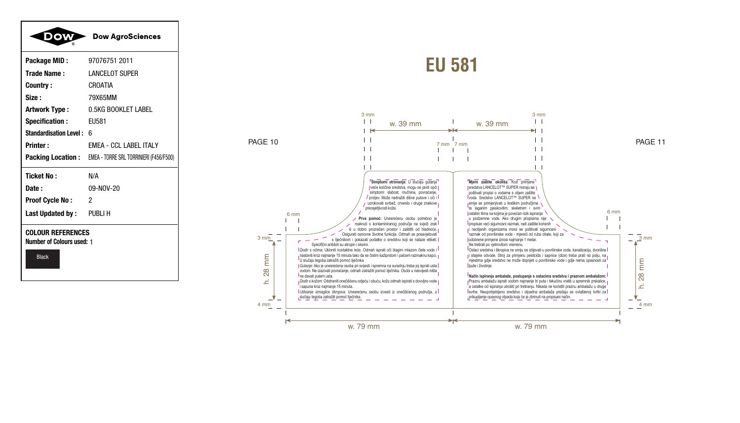| | |
|---|---|
| **Dow AgroSciences** | |
| **Package MID :** | 97076751 2011 |
| **Trade Name :** | LANCELOT SUPER |
| **Country :** | CROATIA |
| **Size :** | 79X65MM |
| **Artwork Type :** | 0.5KG BOOKLET LABEL |
| **Specification :** | EU581 |
| **Standardisation Level :** | 6 |
| **Printer :** | EMEA - CCL LABEL ITALY |
| **Packing Location :** | EMEA - TORRE SRL TORRINIERI (F456/F500) |
| **Ticket No :** | N/A |
| **Date :** | 09-NOV-20 |
| **Proof Cycle No :** | 2 |
| **Last Updated by :** | PUBLI H |

**COLOUR REFERENCES**

**Number of Colours used:** 1

Black

# EU 581

PAGE 10

**Simptomi otrovanja:** U slučaju gutanja veće količine sredstva, mogu se javiti opći simptomi: slabost, mučnina, povraćanje, proljev. Može nadražiti dišne putove i oči i uzrokovati svrbež, crvenilo i druge znakove preosjetljivosti kože.

**Prva pomoć:** Unesrećenu osobu potrebno je maknuti s kontaminiranog područja na svježi zrak ili u dobro prozračen prostor i zaštititi od hladnoće. Osigurati osnovne životne funkcije. Odmah se posavjetovati s liječnikom i pokazati podatke o sredstvu koji se nalaze etiketi. Specifični antidoti su atropin i oksimi.

*Dodir s očima:* Ukloniti kontaktne leće. Odmah isprati oči blagim mlazom čiste vode i nastaviti kroz najmanje 15 minuta tako da se čistim kažiprstom i palcem razmaknu kapci. U slučaju tegoba zatražiti pomoć liječnika.

*Gutanje:* Ako je unesrećena osoba pri svijesti i spremna na suradnju treba joj isprati usta vodom. Ne izazivati povraćanje, odmah zatražiti pomoć liječnika. Osobi u nesvijesti ništa ne davati putem usta.

*Dodir s kožom:* Odstraniti onečišćenu odjeću i obuću, kožu odmah ispirati s dovoljno vode i sapuna kroz najmanje 15 minuta.

*Udisanje izmaglice škropiva:* Unesrećenu osobu izvesti iz onečišćenog područja, u slučaju tegoba zatražiti pomoć liječnika.

PAGE 11

**Mjere zaštite okoliša:** Kod primjene sredstva LANCELOT™ SUPER moraju se poštivati propisi o vodama s ciljem zaštite voda. Sredstvo LANCELOT™ SUPER ne smije se primjenjivati u kraškim područjima te laganim pjeskovitim, skeletnim i svim ostalim tlima na kojima je povećan rizik ispiranja u podzemne vode. Ako drugim propisima nije propisan veći sigurnosni razmak, radi zaštite korisnih i neciljanih organizama mora se poštivati sigurnosni razmak od površinske vode - mjereći od ruba obale, koji za odobrene primjene iznosi najmanje 1 metar.
Ne tretirati po vjetrovitom vremenu.
Ostaci sredstva i škropiva ne smiju se izlijevati u površinske vode, kanalizaciju, dvorišne i stajske odvode. Stroj za primjenu pesticida i sapnice (dize) treba prati na polju, na mjestima gdje sredstvo ne može doprijeti u površinske vode i gdje nema opasnosti za ljude i životinje.

**Način ispiranja ambalaže, postupanje s ostacima sredstva i praznom ambalažom:** Praznu ambalažu isprati vodom najmanje tri puta i tekućinu vratiti u spremnik prskalice, a ostatke od ispiranja utrošiti pri tretiranju. Nikada ne koristiti praznu ambalažu u druge svrhe. Neupotrijebljeno sredstvo i otpadna ambalaža predaju se ovlaštenoj tvrtki za prikupljanje opasnog otpada koja će je zbrinuti na propisani način.

Dimensions: w. 39 mm | w. 39 mm | 3 mm | 7 mm | 7 mm | 6 mm | h. 28 mm | 4 mm | w. 79 mm | w. 79 mm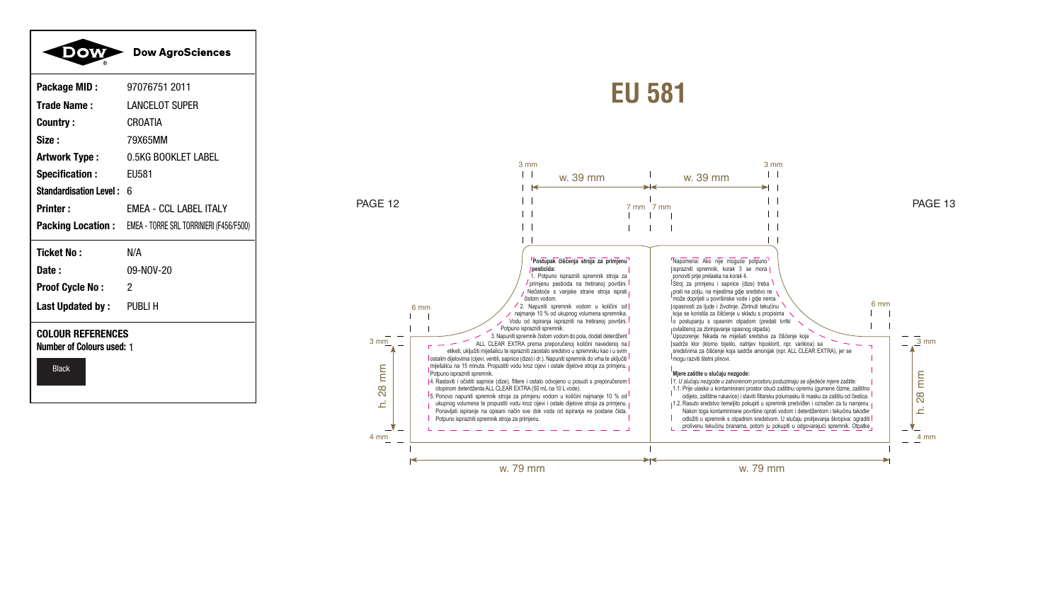| | |
|---|---|
| **Package MID :** | 97076751 2011 |
| **Trade Name :** | LANCELOT SUPER |
| **Country :** | CROATIA |
| **Size :** | 79X65MM |
| **Artwork Type :** | 0.5KG BOOKLET LABEL |
| **Specification :** | EU581 |
| **Standardisation Level :** | 6 |
| **Printer :** | EMEA - CCL LABEL ITALY |
| **Packing Location :** | EMEA - TORRE SRL TORRINIERI (F456/F500) |
| **Ticket No :** | N/A |
| **Date :** | 09-NOV-20 |
| **Proof Cycle No :** | 2 |
| **Last Updated by :** | PUBLI H |

**COLOUR REFERENCES**
**Number of Colours used:** 1

Black

# EU 581

PAGE 12

**Postupak čišćenja stroja za primjenu pesticida:**

1. Potpuno isprazniti spremnik stroja za primjenu pesticida na tretiranoj površini. Nečistoće s vanjske strane stroja isprati čistom vodom.
2. Napuniti spremnik vodom u količini od najmanje 10 % od ukupnog volumena spremnika. Vodu od ispiranja isprazniti na tretiranoj površini. Potpuno isprazniti spremnik.
3. Napuniti spremnik čistom vodom do pola, dodati deterdžent ALL CLEAR EXTRA prema preporučenoj količini navedenoj na etiketi, uključiti miješalicu te isprazniti zaostalo sredstvo u spremniku kao i u svim ostalim dijelovima (cijevi, ventili, sapnice (dize) i dr.). Napuniti spremnik do vrha te uključiti miješalicu na 15 minuta. Propustiti vodu kroz cijevi i ostale dijelove stroja za primjenu. Potpuno isprazniti spremnik.
4. Rastaviti i očistiti sapnice (dize), filtere i ostalo odvojeno u posudi s preporučenom otopinom deterdženta ALL CLEAR EXTRA (50 mL na 10 L vode).
5. Ponovo napuniti spremnik stroja za primjenu vodom u količini najmanje 10 % od ukupnog volumena te propustiti vodu kroz cijevi i ostale dijelove stroja za primjenu. Ponavljati ispiranje na opisani način sve dok voda od ispiranja ne postane čista. Potpuno isprazniti spremnik stroja za primjenu.

PAGE 13

Napomena: Ako nije moguće potpuno isprazniti spremnik, korak 3 se mora ponoviti prije prelaska na korak 4.
Stroj za primjenu i sapnice (dize) treba prati na polju, na mjestima gdje sredstvo ne može dospjeti u površinske vode i gdje nema opasnosti za ljude i životinje. Zbrinuti tekućinu koja se koristila za čišćenje u skladu s propisima o postupanju s opasnim otpadom (predati tvrtki ovlaštenoj za zbrinjavanje opasnog otpada).
Upozorenje: Nikada ne miješati sredstva za čišćenje koja sadrže klor (klorno bijelilo, natrijev hipoklorit, npr. varikina) sa sredstvima za čišćenje koja sadrže amonijak (npr. ALL CLEAR EXTRA), jer se mogu razviti štetni plinovi.

**Mjere zaštite u slučaju nezgode:**

*1. U slučaju nezgode u zatvorenom prostoru poduzimaju se sljedeće mjere zaštite:*
1.1. Prije ulaska u kontaminirani prostor obući zaštitnu opremu (gumene čizme, zaštitno odijelo, zaštitne rukavice) i staviti filtarsku polumasku ili masku za zaštitu od čestica.
1.2. Rasuto sredstvo temeljito pokupiti u spremnik predviđen i označen za tu namjenu. Nakon toga kontaminirane površine oprati vodom i deterdžentom i tekućinu također odložiti u spremnik s otpadnim sredstvom. U slučaju prolijevanja škropiva: ograditi prolivenu tekućinu branama, potom ju pokupiti u odgovarajući spremnik. Otpatke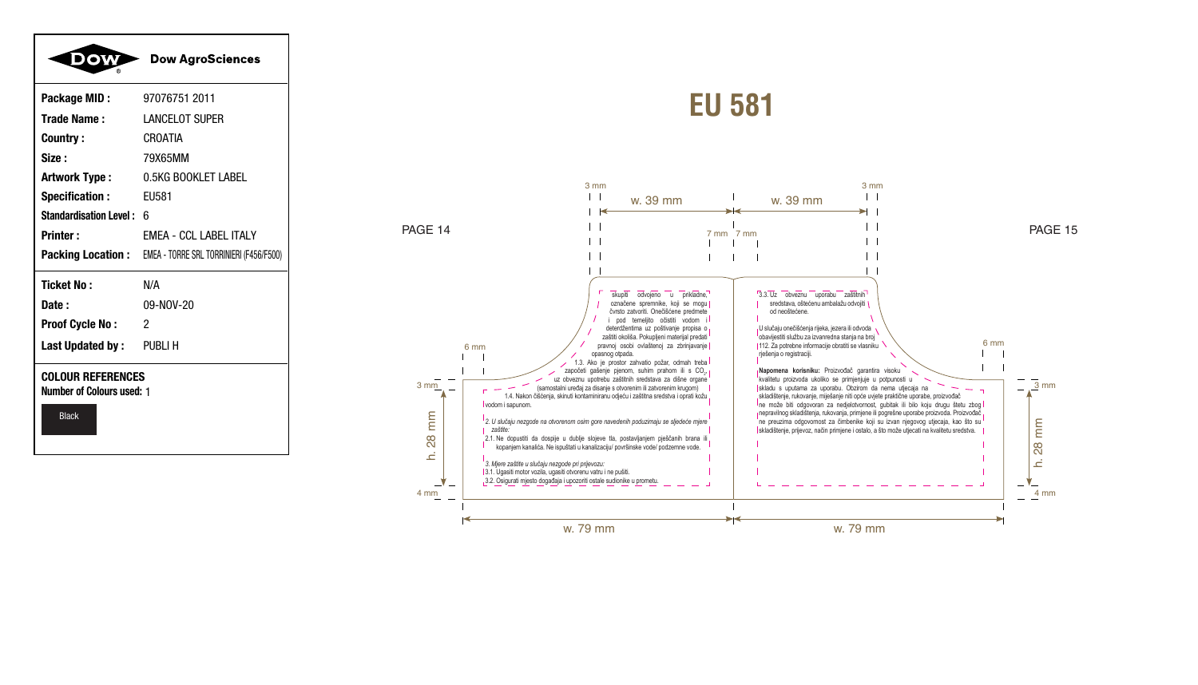| | |
|---|---|
| **Dow AgroSciences** | |
| **Package MID :** | 97076751 2011 |
| **Trade Name :** | LANCELOT SUPER |
| **Country :** | CROATIA |
| **Size :** | 79X65MM |
| **Artwork Type :** | 0.5KG BOOKLET LABEL |
| **Specification :** | EU581 |
| **Standardisation Level :** | 6 |
| **Printer :** | EMEA - CCL LABEL ITALY |
| **Packing Location :** | EMEA - TORRE SRL TORRINIERI (F456/F500) |
| **Ticket No :** | N/A |
| **Date :** | 09-NOV-20 |
| **Proof Cycle No :** | 2 |
| **Last Updated by :** | PUBLI H |

**COLOUR REFERENCES**

**Number of Colours used:** 1

Black

# EU 581

PAGE 14

skupiti odvojeno u prikladne, označene spremnike, koji se mogu čvrsto zatvoriti. Onečišćene predmete i pod temeljito očistiti vodom i deterdžentima uz poštivanje propisa o zaštiti okoliša. Pokupljeni materijal predati pravnoj osobi ovlaštenoj za zbrinjavanje opasnog otpada.

1.3. Ako je prostor zahvatio požar, odmah treba započeti gašenje pjenom, suhim prahom ili s $CO_2$, uz obveznu upotrebu zaštitnih sredstava za dišne organe (samostalni uređaj za disanje s otvorenim ili zatvorenim krugom)

1.4. Nakon čišćenja, skinuti kontaminiranu odjeću i zaštitna sredstva i oprati kožu vodom i sapunom.

*2. U slučaju nezgode na otvorenom osim gore navedenih poduzimaju se sljedeće mjere zaštite:*

2.1. Ne dopustiti da dospije u dublje slojeve tla, postavljanjem pješčanih brana ili kopanjem kanalića. Ne ispuštati u kanalizaciju/ površinske vode/ podzemne vode.

*3. Mjere zaštite u slučaju nezgode pri prijevozu:*

3.1. Ugasiti motor vozila, ugasiti otvorenu vatru i ne pušiti.

3.2. Osigurati mjesto događaja i upozoriti ostale sudionike u prometu.

PAGE 15

3.3. Uz obveznu uporabu zaštitnih sredstava, oštećenu ambalažu odvojiti od neoštećene.

U slučaju onečišćenja rijeka, jezera ili odvoda obavijestiti službu za izvanredna stanja na broj 112. Za potrebne informacije obratiti se vlasniku rješenja o registraciji.

**Napomena korisniku:** Proizvođač garantira visoku kvalitetu proizvoda ukoliko se primjenjuje u potpunosti u skladu s uputama za uporabu. Obzirom da nema utjecaja na skladištenje, rukovanje, miješanje niti opće uvjete praktične uporabe, proizvođač ne može biti odgovoran za nedjelotvornost, gubitak ili bilo koju drugu štetu zbog nepravilnog skladištenja, rukovanja, primjene ili pogrešne uporabe proizvoda. Proizvođač ne preuzima odgovornost za čimbenike koji su izvan njegovog utjecaja, kao što su skladištenje, prijevoz, način primjene i ostalo, a što može utjecati na kvalitetu sredstva.

3 mm · w. 39 mm · 7 mm · 7 mm · w. 39 mm · 3 mm · 6 mm · 3 mm · h. 28 mm · 4 mm · w. 79 mm · w. 79 mm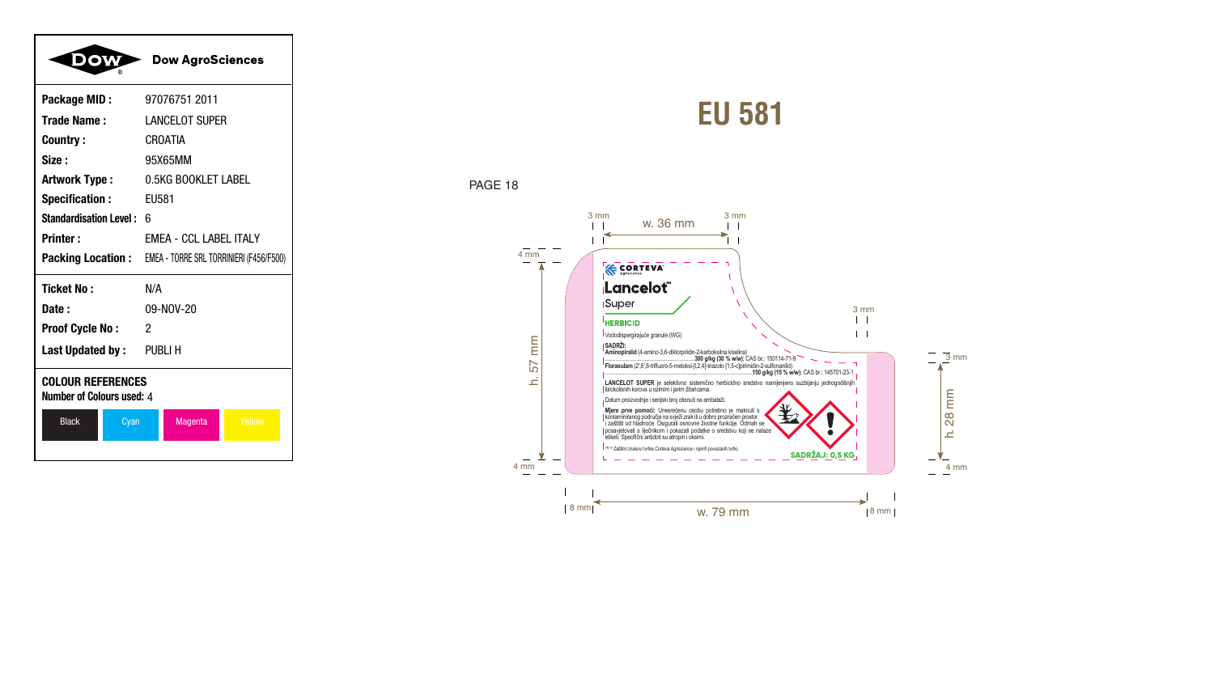| | Dow AgroSciences |
|---|---|
| **Package MID :** | 97076751 2011 |
| **Trade Name :** | LANCELOT SUPER |
| **Country :** | CROATIA |
| **Size :** | 95X65MM |
| **Artwork Type :** | 0.5KG BOOKLET LABEL |
| **Specification :** | EU581 |
| **Standardisation Level :** | 6 |
| **Printer :** | EMEA - CCL LABEL ITALY |
| **Packing Location :** | EMEA - TORRE SRL TORRINIERI (F456/F500) |
| **Ticket No :** | N/A |
| **Date :** | 09-NOV-20 |
| **Proof Cycle No :** | 2 |
| **Last Updated by :** | PUBLI H |

**COLOUR REFERENCES**

**Number of Colours used:** 4

Black | Cyan | Magenta | Yellow

# EU 581

PAGE 18

3 mm | w. 36 mm | 3 mm | 4 mm | h. 57 mm | 4 mm | 3 mm | 3 mm | h. 28 mm | 4 mm | 8 mm | w. 79 mm | 8 mm

CORTEVA agriscience

**Lancelot™**

Super

**HERBICID**

Vododispergirajuće granule (WG)

**SADRŽI:**

**Aminopiralid** (4-amino-3,6-diklorpiridin-2-karboksilna kiselina) ......................**300 g/kg (30 % w/w)**; CAS br.: 150114-71-9

**Florasulam** (2',6',8-trifluoro-5-metoksi-[1,2,4]-triazolo [1,5-c]pirimidin-2-sulfonanilid) ......................**150 g/kg (15 % w/w)**; CAS br.: 145701-23-1

**LANCELOT SUPER** je selektivno sistemično herbicidno sredstvo namijenjeno suzbijanju jednogodišnjih širokolisnih korova u ozimim i jarim žitaricama.

Datum proizvodnje i serijski broj otisnuti na ambalaži.

**Mjere prve pomoći:** Unesrećenu osobu potrebno je maknuti s kontaminiranog područja na svježi zrak ili u dobro prozračen prostor i zaštiti od hladnoće. Osigurati osnovne životne funkcije. Odmah se posavjetovati s liječnikom i pokazati podatke o sredstvu koji se nalaze etiketi. Specifični antidoti su atropin i oksimi.

™ = Zaštitni znakovi tvrtke Corteva Agriscience i njenih povezanih tvrtki.

**SADRŽAJ: 0,5 KG**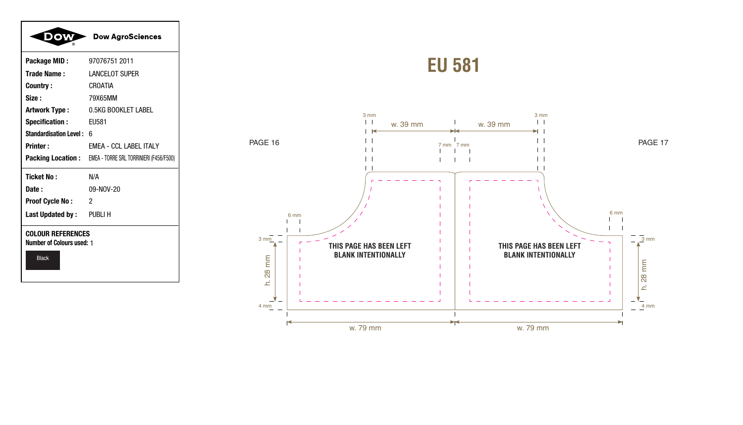**Dow AgroSciences**

| | |
|---|---|
| **Package MID :** | 97076751 2011 |
| **Trade Name :** | LANCELOT SUPER |
| **Country :** | CROATIA |
| **Size :** | 79X65MM |
| **Artwork Type :** | 0.5KG BOOKLET LABEL |
| **Specification :** | EU581 |
| **Standardisation Level :** | 6 |
| **Printer :** | EMEA - CCL LABEL ITALY |
| **Packing Location :** | EMEA - TORRE SRL TORRINIERI (F456/F500) |
| **Ticket No :** | N/A |
| **Date :** | 09-NOV-20 |
| **Proof Cycle No :** | 2 |
| **Last Updated by :** | PUBLI H |

**COLOUR REFERENCES**

**Number of Colours used:** 1

Black

# EU 581

PAGE 16

THIS PAGE HAS BEEN LEFT BLANK INTENTIONALLY

PAGE 17

THIS PAGE HAS BEEN LEFT BLANK INTENTIONALLY

3 mm
w. 39 mm
w. 39 mm
3 mm
7 mm
7 mm
6 mm
6 mm
3 mm
3 mm
h. 28 mm
h. 28 mm
4 mm
4 mm
w. 79 mm
w. 79 mm